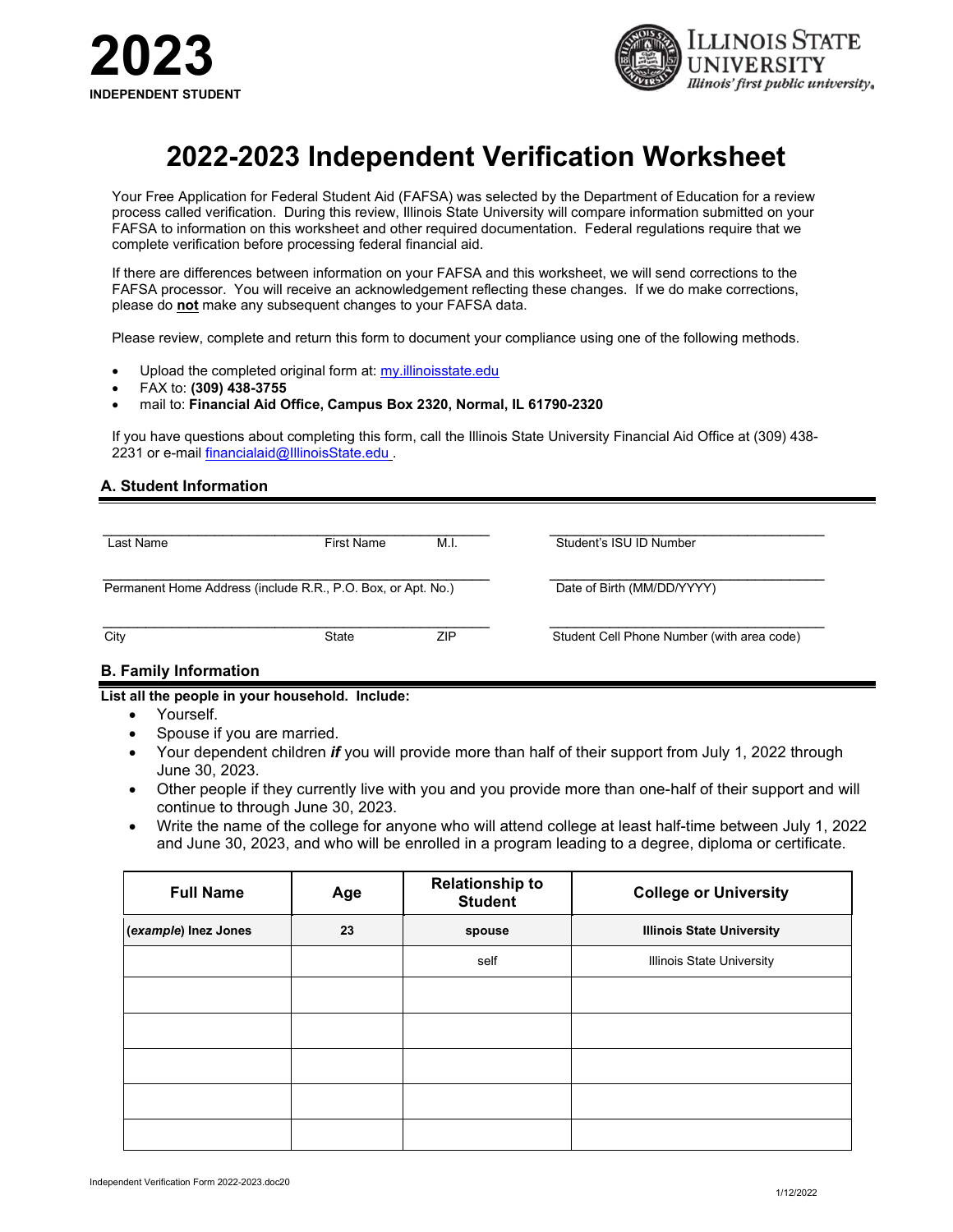# 2023

**INDEPENDENT STUDENT**

**Illinois State University**
*Illinois' first public university.*

# 2022-2023 Independent Verification Worksheet

Your Free Application for Federal Student Aid (FAFSA) was selected by the Department of Education for a review process called verification. During this review, Illinois State University will compare information submitted on your FAFSA to information on this worksheet and other required documentation. Federal regulations require that we complete verification before processing federal financial aid.

If there are differences between information on your FAFSA and this worksheet, we will send corrections to the FAFSA processor. You will receive an acknowledgement reflecting these changes. If we do make corrections, please do **not** make any subsequent changes to your FAFSA data.

Please review, complete and return this form to document your compliance using one of the following methods.

- Upload the completed original form at: my.illinoisstate.edu
- FAX to: **(309) 438-3755**
- mail to: **Financial Aid Office, Campus Box 2320, Normal, IL 61790-2320**

If you have questions about completing this form, call the Illinois State University Financial Aid Office at (309) 438-2231 or e-mail financialaid@IllinoisState.edu .

## A. Student Information

| | |
|---|---|
| Last Name &nbsp;&nbsp; First Name &nbsp;&nbsp; M.I. | Student's ISU ID Number |
| Permanent Home Address (include R.R., P.O. Box, or Apt. No.) | Date of Birth (MM/DD/YYYY) |
| City &nbsp;&nbsp; State &nbsp;&nbsp; ZIP | Student Cell Phone Number (with area code) |

## B. Family Information

**List all the people in your household. Include:**

- Yourself.
- Spouse if you are married.
- Your dependent children ***if*** you will provide more than half of their support from July 1, 2022 through June 30, 2023.
- Other people if they currently live with you and you provide more than one-half of their support and will continue to through June 30, 2023.
- Write the name of the college for anyone who will attend college at least half-time between July 1, 2022 and June 30, 2023, and who will be enrolled in a program leading to a degree, diploma or certificate.

| Full Name | Age | Relationship to Student | College or University |
|---|---|---|---|
| (*example*) **Inez Jones** | **23** | **spouse** | **Illinois State University** |
| | | self | Illinois State University |
| | | | |
| | | | |
| | | | |
| | | | |
| | | | |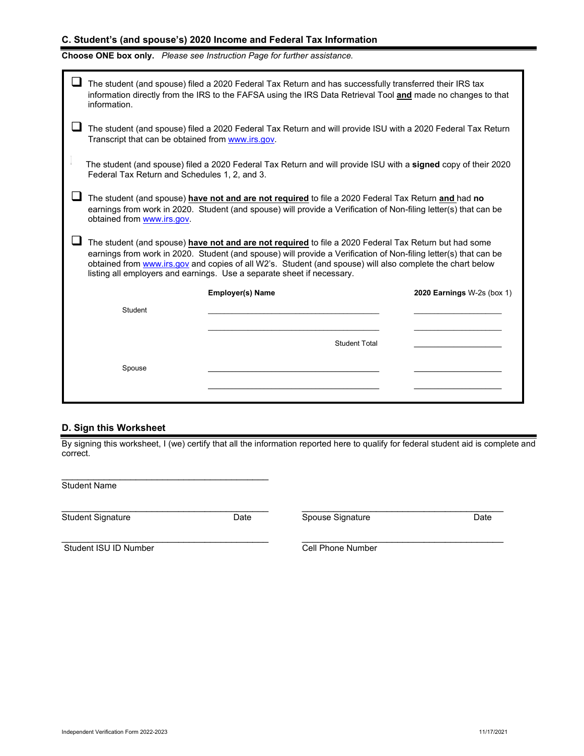## C. Student's (and spouse's) 2020 Income and Federal Tax Information

**Choose ONE box only.** *Please see Instruction Page for further assistance.*

- ☐ The student (and spouse) filed a 2020 Federal Tax Return and has successfully transferred their IRS tax information directly from the IRS to the FAFSA using the IRS Data Retrieval Tool **and** made no changes to that information.

- ☐ The student (and spouse) filed a 2020 Federal Tax Return and will provide ISU with a 2020 Federal Tax Return Transcript that can be obtained from www.irs.gov.

- The student (and spouse) filed a 2020 Federal Tax Return and will provide ISU with a **signed** copy of their 2020 Federal Tax Return and Schedules 1, 2, and 3.

- ☐ The student (and spouse) **have not and are not required** to file a 2020 Federal Tax Return **and** had **no** earnings from work in 2020. Student (and spouse) will provide a Verification of Non-filing letter(s) that can be obtained from www.irs.gov.

- ☐ The student (and spouse) **have not and are not required** to file a 2020 Federal Tax Return but had some earnings from work in 2020. Student (and spouse) will provide a Verification of Non-filing letter(s) that can be obtained from www.irs.gov and copies of all W2's. Student (and spouse) will also complete the chart below listing all employers and earnings. Use a separate sheet if necessary.

| | Employer(s) Name | 2020 Earnings W-2s (box 1) |
|---|---|---|
| Student | ____________________ | __________ |
| | ____________________ | __________ |
| | Student Total | __________ |
| Spouse | ____________________ | __________ |
| | ____________________ | __________ |

## D. Sign this Worksheet

By signing this worksheet, I (we) certify that all the information reported here to qualify for federal student aid is complete and correct.

______________________________
Student Name

______________________________ ______________________________
Student Signature Date Spouse Signature Date

______________________________ ______________________________
Student ISU ID Number Cell Phone Number

Independent Verification Form 2022-2023 11/17/2021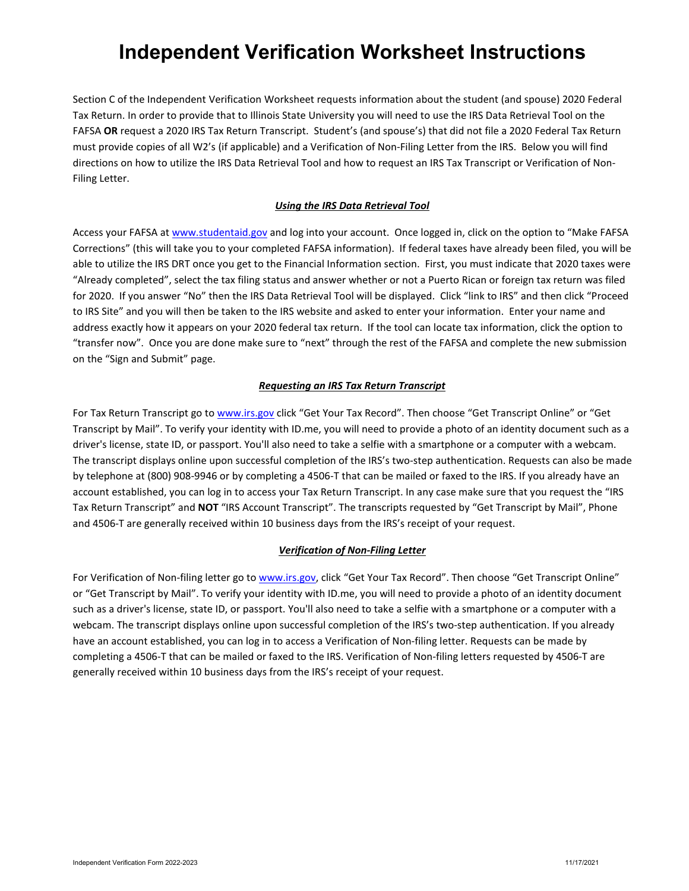# Independent Verification Worksheet Instructions

Section C of the Independent Verification Worksheet requests information about the student (and spouse) 2020 Federal Tax Return. In order to provide that to Illinois State University you will need to use the IRS Data Retrieval Tool on the FAFSA **OR** request a 2020 IRS Tax Return Transcript. Student's (and spouse's) that did not file a 2020 Federal Tax Return must provide copies of all W2's (if applicable) and a Verification of Non-Filing Letter from the IRS. Below you will find directions on how to utilize the IRS Data Retrieval Tool and how to request an IRS Tax Transcript or Verification of Non-Filing Letter.

***Using the IRS Data Retrieval Tool***

Access your FAFSA at www.studentaid.gov and log into your account. Once logged in, click on the option to "Make FAFSA Corrections" (this will take you to your completed FAFSA information). If federal taxes have already been filed, you will be able to utilize the IRS DRT once you get to the Financial Information section. First, you must indicate that 2020 taxes were "Already completed", select the tax filing status and answer whether or not a Puerto Rican or foreign tax return was filed for 2020. If you answer "No" then the IRS Data Retrieval Tool will be displayed. Click "link to IRS" and then click "Proceed to IRS Site" and you will then be taken to the IRS website and asked to enter your information. Enter your name and address exactly how it appears on your 2020 federal tax return. If the tool can locate tax information, click the option to "transfer now". Once you are done make sure to "next" through the rest of the FAFSA and complete the new submission on the "Sign and Submit" page.

***Requesting an IRS Tax Return Transcript***

For Tax Return Transcript go to www.irs.gov click "Get Your Tax Record". Then choose "Get Transcript Online" or "Get Transcript by Mail". To verify your identity with ID.me, you will need to provide a photo of an identity document such as a driver's license, state ID, or passport. You'll also need to take a selfie with a smartphone or a computer with a webcam. The transcript displays online upon successful completion of the IRS's two-step authentication. Requests can also be made by telephone at (800) 908-9946 or by completing a 4506-T that can be mailed or faxed to the IRS. If you already have an account established, you can log in to access your Tax Return Transcript. In any case make sure that you request the "IRS Tax Return Transcript" and **NOT** "IRS Account Transcript". The transcripts requested by "Get Transcript by Mail", Phone and 4506-T are generally received within 10 business days from the IRS's receipt of your request.

***Verification of Non-Filing Letter***

For Verification of Non-filing letter go to www.irs.gov, click "Get Your Tax Record". Then choose "Get Transcript Online" or "Get Transcript by Mail". To verify your identity with ID.me, you will need to provide a photo of an identity document such as a driver's license, state ID, or passport. You'll also need to take a selfie with a smartphone or a computer with a webcam. The transcript displays online upon successful completion of the IRS's two-step authentication. If you already have an account established, you can log in to access a Verification of Non-filing letter. Requests can be made by completing a 4506-T that can be mailed or faxed to the IRS. Verification of Non-filing letters requested by 4506-T are generally received within 10 business days from the IRS's receipt of your request.